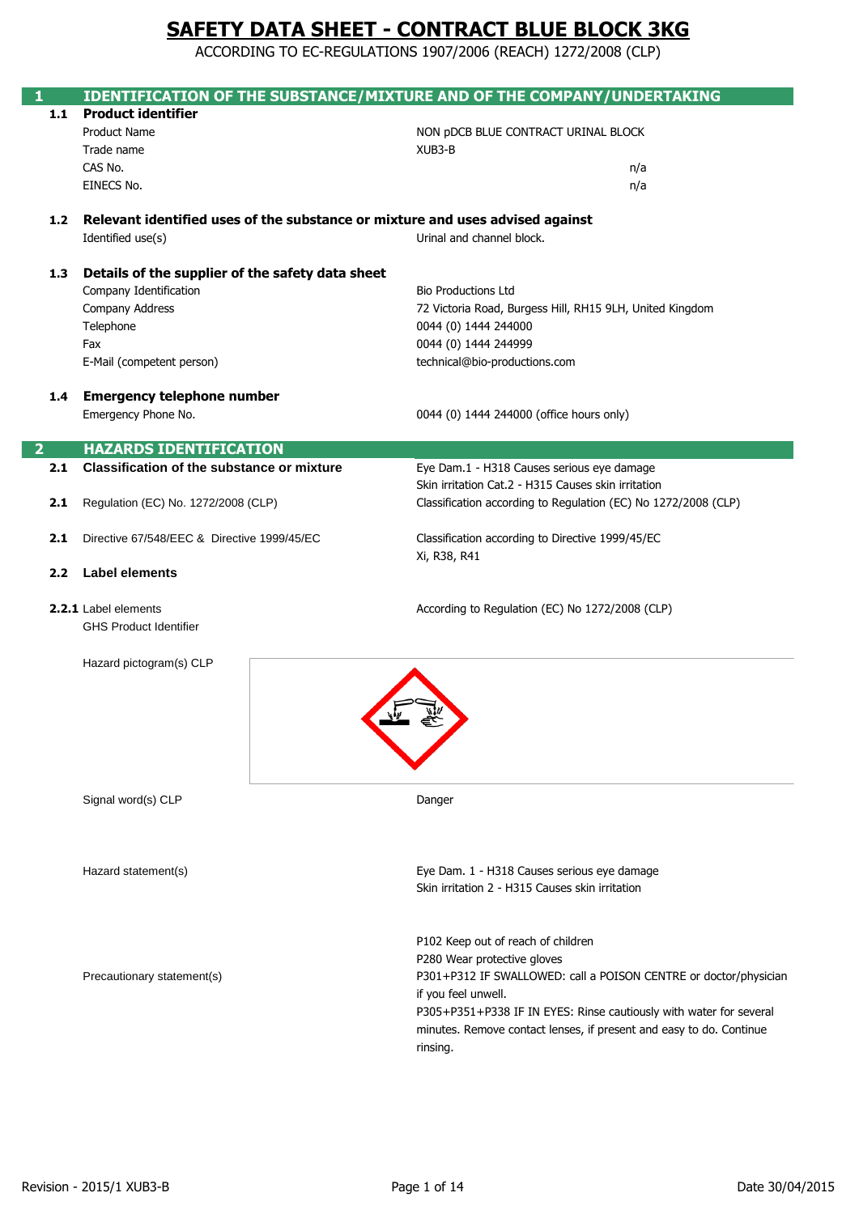# SAFETY DATA SHEET - CONTRACT BLUE BLOCK 3KG

ACCORDING TO EC-REGULATIONS 1907/2006 (REACH) 1272/2008 (CLP)

## 1 IDENTIFICATION OF THE SUBSTANCE/MIXTURE AND OF THE COMPANY/UNDERTAKING

### 1.1 Product identifier

| | |
|---|---|
| Product Name | NON pDCB BLUE CONTRACT URINAL BLOCK |
| Trade name | XUB3-B |
| CAS No. | n/a |
| EINECS No. | n/a |

### 1.2 Relevant identified uses of the substance or mixture and uses advised against

| | |
|---|---|
| Identified use(s) | Urinal and channel block. |

### 1.3 Details of the supplier of the safety data sheet

| | |
|---|---|
| Company Identification | Bio Productions Ltd |
| Company Address | 72 Victoria Road, Burgess Hill, RH15 9LH, United Kingdom |
| Telephone | 0044 (0) 1444 244000 |
| Fax | 0044 (0) 1444 244999 |
| E-Mail (competent person) | technical@bio-productions.com |

### 1.4 Emergency telephone number

| | |
|---|---|
| Emergency Phone No. | 0044 (0) 1444 244000 (office hours only) |

## 2 HAZARDS IDENTIFICATION

**2.1 Classification of the substance or mixture**
Eye Dam.1 - H318 Causes serious eye damage
Skin irritation Cat.2 - H315 Causes skin irritation

**2.1** Regulation (EC) No. 1272/2008 (CLP)
Classification according to Regulation (EC) No 1272/2008 (CLP)

**2.1** Directive 67/548/EEC & Directive 1999/45/EC
Classification according to Directive 1999/45/EC
Xi, R38, R41

### 2.2 Label elements

**2.2.1** Label elements
GHS Product Identifier
According to Regulation (EC) No 1272/2008 (CLP)

Hazard pictogram(s) CLP

Signal word(s) CLP: Danger

Hazard statement(s):
Eye Dam. 1 - H318 Causes serious eye damage
Skin irritation 2 - H315 Causes skin irritation

Precautionary statement(s):
P102 Keep out of reach of children
P280 Wear protective gloves
P301+P312 IF SWALLOWED: call a POISON CENTRE or doctor/physician if you feel unwell.
P305+P351+P338 IF IN EYES: Rinse cautiously with water for several minutes. Remove contact lenses, if present and easy to do. Continue rinsing.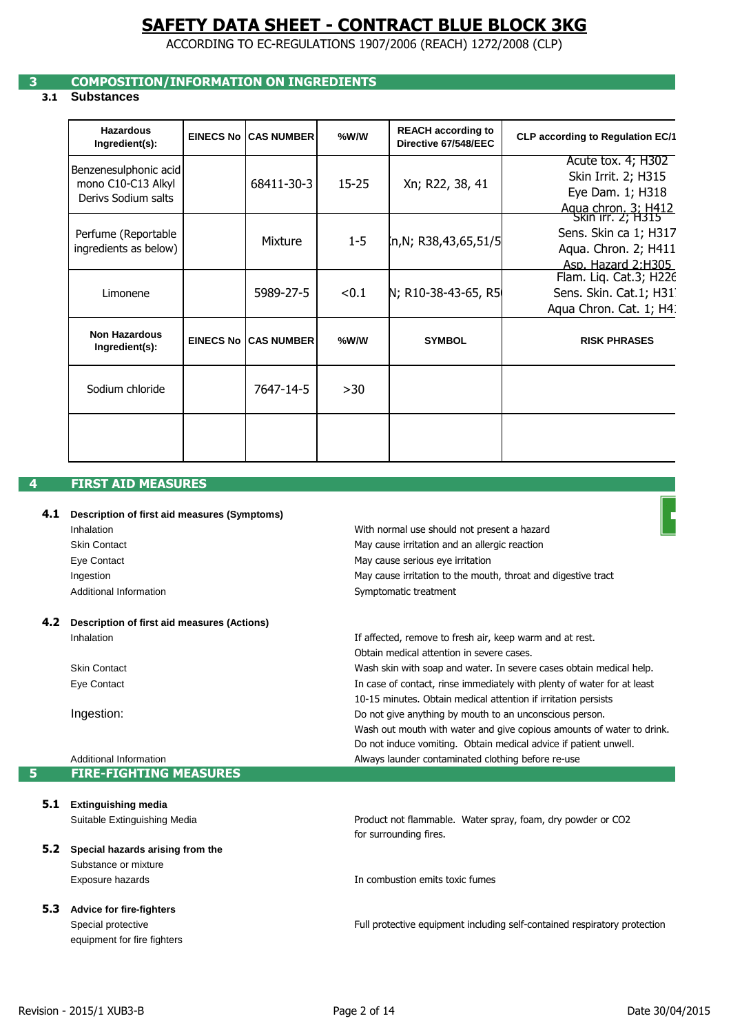# SAFETY DATA SHEET - CONTRACT BLUE BLOCK 3KG

ACCORDING TO EC-REGULATIONS 1907/2006 (REACH) 1272/2008 (CLP)

## 3 COMPOSITION/INFORMATION ON INGREDIENTS

### 3.1 Substances

| Hazardous Ingredient(s): | EINECS No | CAS NUMBER | %W/W | REACH according to Directive 67/548/EEC | CLP according to Regulation EC/1 |
|---|---|---|---|---|---|
| Benzenesulphonic acid mono C10-C13 Alkyl Derivs Sodium salts | | 68411-30-3 | 15-25 | Xn; R22, 38, 41 | Acute tox. 4; H302<br>Skin Irrit. 2; H315<br>Eye Dam. 1; H318<br>Aqua chron. 3; H412 |
| Perfume (Reportable ingredients as below) | | Mixture | 1-5 | n,N; R38,43,65,51/5 | Skin irr. 2; H315<br>Sens. Skin ca 1; H317<br>Aqua. Chron. 2; H411<br>Asp. Hazard 2;H305 |
| Limonene | | 5989-27-5 | <0.1 | N; R10-38-43-65, R5 | Flam. Liq. Cat.3; H226<br>Sens. Skin. Cat.1; H31<br>Aqua Chron. Cat. 1; H4 |
| **Non Hazardous Ingredient(s):** | **EINECS No** | **CAS NUMBER** | **%W/W** | **SYMBOL** | **RISK PHRASES** |
| Sodium chloride | | 7647-14-5 | >30 | | |
| | | | | | |

## 4 FIRST AID MEASURES

### 4.1 Description of first aid measures (Symptoms)

| | |
|---|---|
| Inhalation | With normal use should not present a hazard |
| Skin Contact | May cause irritation and an allergic reaction |
| Eye Contact | May cause serious eye irritation |
| Ingestion | May cause irritation to the mouth, throat and digestive tract |
| Additional Information | Symptomatic treatment |

### 4.2 Description of first aid measures (Actions)

| | |
|---|---|
| Inhalation | If affected, remove to fresh air, keep warm and at rest. Obtain medical attention in severe cases. |
| Skin Contact | Wash skin with soap and water. In severe cases obtain medical help. |
| Eye Contact | In case of contact, rinse immediately with plenty of water for at least 10-15 minutes. Obtain medical attention if irritation persists |
| Ingestion: | Do not give anything by mouth to an unconscious person. Wash out mouth with water and give copious amounts of water to drink. Do not induce vomiting. Obtain medical advice if patient unwell. |
| Additional Information | Always launder contaminated clothing before re-use |

## 5 FIRE-FIGHTING MEASURES

### 5.1 Extinguishing media

| | |
|---|---|
| Suitable Extinguishing Media | Product not flammable. Water spray, foam, dry powder or $CO_2$ for surrounding fires. |

### 5.2 Special hazards arising from the Substance or mixture

| | |
|---|---|
| Exposure hazards | In combustion emits toxic fumes |

### 5.3 Advice for fire-fighters

| | |
|---|---|
| Special protective equipment for fire fighters | Full protective equipment including self-contained respiratory protection |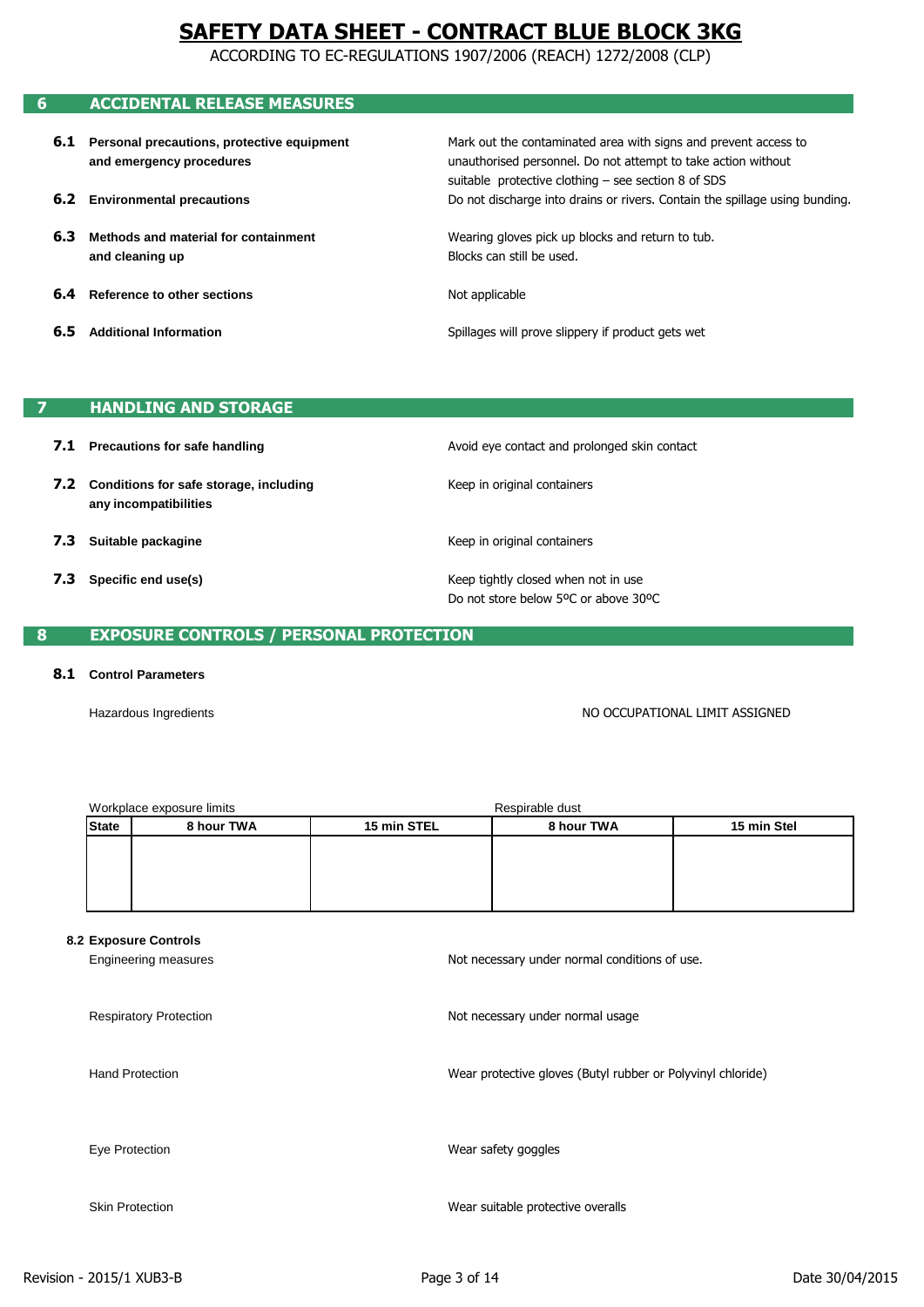# SAFETY DATA SHEET - CONTRACT BLUE BLOCK 3KG

ACCORDING TO EC-REGULATIONS 1907/2006 (REACH) 1272/2008 (CLP)

## 6 ACCIDENTAL RELEASE MEASURES

**6.1 Personal precautions, protective equipment and emergency procedures**

Mark out the contaminated area with signs and prevent access to unauthorised personnel. Do not attempt to take action without suitable protective clothing – see section 8 of SDS

**6.2 Environmental precautions**

Do not discharge into drains or rivers. Contain the spillage using bunding.

**6.3 Methods and material for containment and cleaning up**

Wearing gloves pick up blocks and return to tub.
Blocks can still be used.

**6.4 Reference to other sections**

Not applicable

**6.5 Additional Information**

Spillages will prove slippery if product gets wet

## 7 HANDLING AND STORAGE

**7.1 Precautions for safe handling**

Avoid eye contact and prolonged skin contact

**7.2 Conditions for safe storage, including any incompatibilities**

Keep in original containers

**7.3 Suitable packagine**

Keep in original containers

**7.3 Specific end use(s)**

Keep tightly closed when not in use
Do not store below 5ºC or above 30ºC

## 8 EXPOSURE CONTROLS / PERSONAL PROTECTION

**8.1 Control Parameters**

Hazardous Ingredients — NO OCCUPATIONAL LIMIT ASSIGNED

| | Workplace exposure limits | | Respirable dust | |
|---|---|---|---|---|
| **State** | **8 hour TWA** | **15 min STEL** | **8 hour TWA** | **15 min Stel** |
| | | | | |

**8.2 Exposure Controls**

Engineering measures — Not necessary under normal conditions of use.

Respiratory Protection — Not necessary under normal usage

Hand Protection — Wear protective gloves (Butyl rubber or Polyvinyl chloride)

Eye Protection — Wear safety goggles

Skin Protection — Wear suitable protective overalls

Revision - 2015/1 XUB3-B — Date 30/04/2015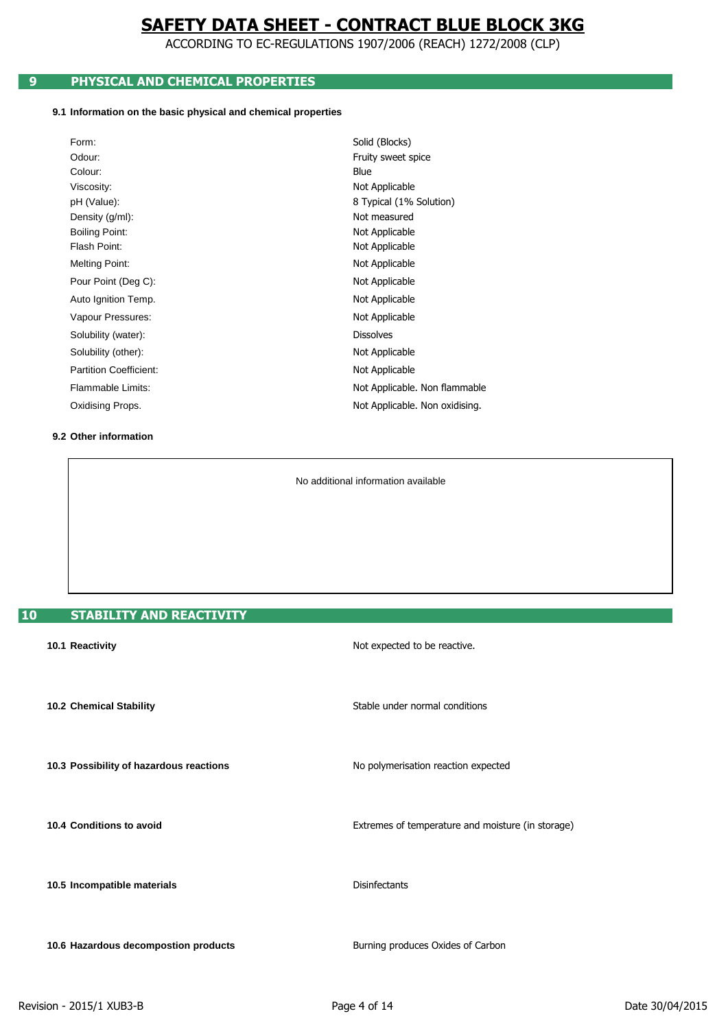# SAFETY DATA SHEET - CONTRACT BLUE BLOCK 3KG

ACCORDING TO EC-REGULATIONS 1907/2006 (REACH) 1272/2008 (CLP)

## 9 PHYSICAL AND CHEMICAL PROPERTIES

### 9.1 Information on the basic physical and chemical properties

| | |
|---|---|
| Form: | Solid (Blocks) |
| Odour: | Fruity sweet spice |
| Colour: | Blue |
| Viscosity: | Not Applicable |
| pH (Value): | 8 Typical (1% Solution) |
| Density (g/ml): | Not measured |
| Boiling Point: | Not Applicable |
| Flash Point: | Not Applicable |
| Melting Point: | Not Applicable |
| Pour Point (Deg C): | Not Applicable |
| Auto Ignition Temp. | Not Applicable |
| Vapour Pressures: | Not Applicable |
| Solubility (water): | Dissolves |
| Solubility (other): | Not Applicable |
| Partition Coefficient: | Not Applicable |
| Flammable Limits: | Not Applicable. Non flammable |
| Oxidising Props. | Not Applicable. Non oxidising. |

### 9.2 Other information

No additional information available

## 10 STABILITY AND REACTIVITY

| | |
|---|---|
| **10.1 Reactivity** | Not expected to be reactive. |
| **10.2 Chemical Stability** | Stable under normal conditions |
| **10.3 Possibility of hazardous reactions** | No polymerisation reaction expected |
| **10.4 Conditions to avoid** | Extremes of temperature and moisture (in storage) |
| **10.5 Incompatible materials** | Disinfectants |
| **10.6 Hazardous decompostion products** | Burning produces Oxides of Carbon |

Revision - 2015/1 XUB3-B | Date 30/04/2015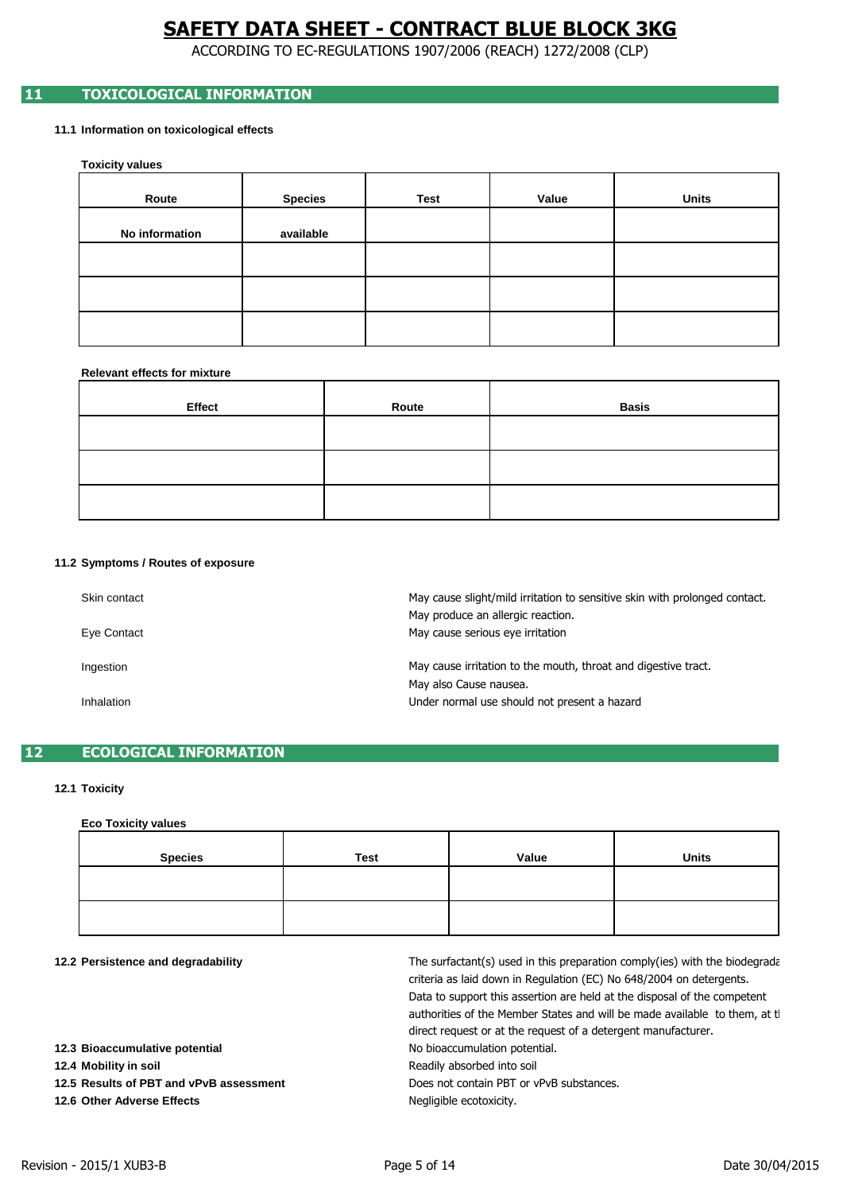# SAFETY DATA SHEET - CONTRACT BLUE BLOCK 3KG

ACCORDING TO EC-REGULATIONS 1907/2006 (REACH) 1272/2008 (CLP)

## 11 TOXICOLOGICAL INFORMATION

### 11.1 Information on toxicological effects

**Toxicity values**

| Route | Species | Test | Value | Units |
|---|---|---|---|---|
| No information | available | | | |
| | | | | |
| | | | | |
| | | | | |

**Relevant effects for mixture**

| Effect | Route | Basis |
|---|---|---|
| | | |
| | | |
| | | |

### 11.2 Symptoms / Routes of exposure

| | |
|---|---|
| Skin contact | May cause slight/mild irritation to sensitive skin with prolonged contact. May produce an allergic reaction. |
| Eye Contact | May cause serious eye irritation |
| Ingestion | May cause irritation to the mouth, throat and digestive tract. May also Cause nausea. |
| Inhalation | Under normal use should not present a hazard |

## 12 ECOLOGICAL INFORMATION

### 12.1 Toxicity

**Eco Toxicity values**

| Species | Test | Value | Units |
|---|---|---|---|
| | | | |
| | | | |

**12.2 Persistence and degradability**

The surfactant(s) used in this preparation comply(ies) with the biodegrada criteria as laid down in Regulation (EC) No 648/2004 on detergents. Data to support this assertion are held at the disposal of the competent authorities of the Member States and will be made available to them, at tl direct request or at the request of a detergent manufacturer.

**12.3 Bioaccumulative potential**

No bioaccumulation potential.

**12.4 Mobility in soil**

Readily absorbed into soil

**12.5 Results of PBT and vPvB assessment**

Does not contain PBT or vPvB substances.

**12.6 Other Adverse Effects**

Negligible ecotoxicity.

Revision - 2015/1 XUB3-B — Date 30/04/2015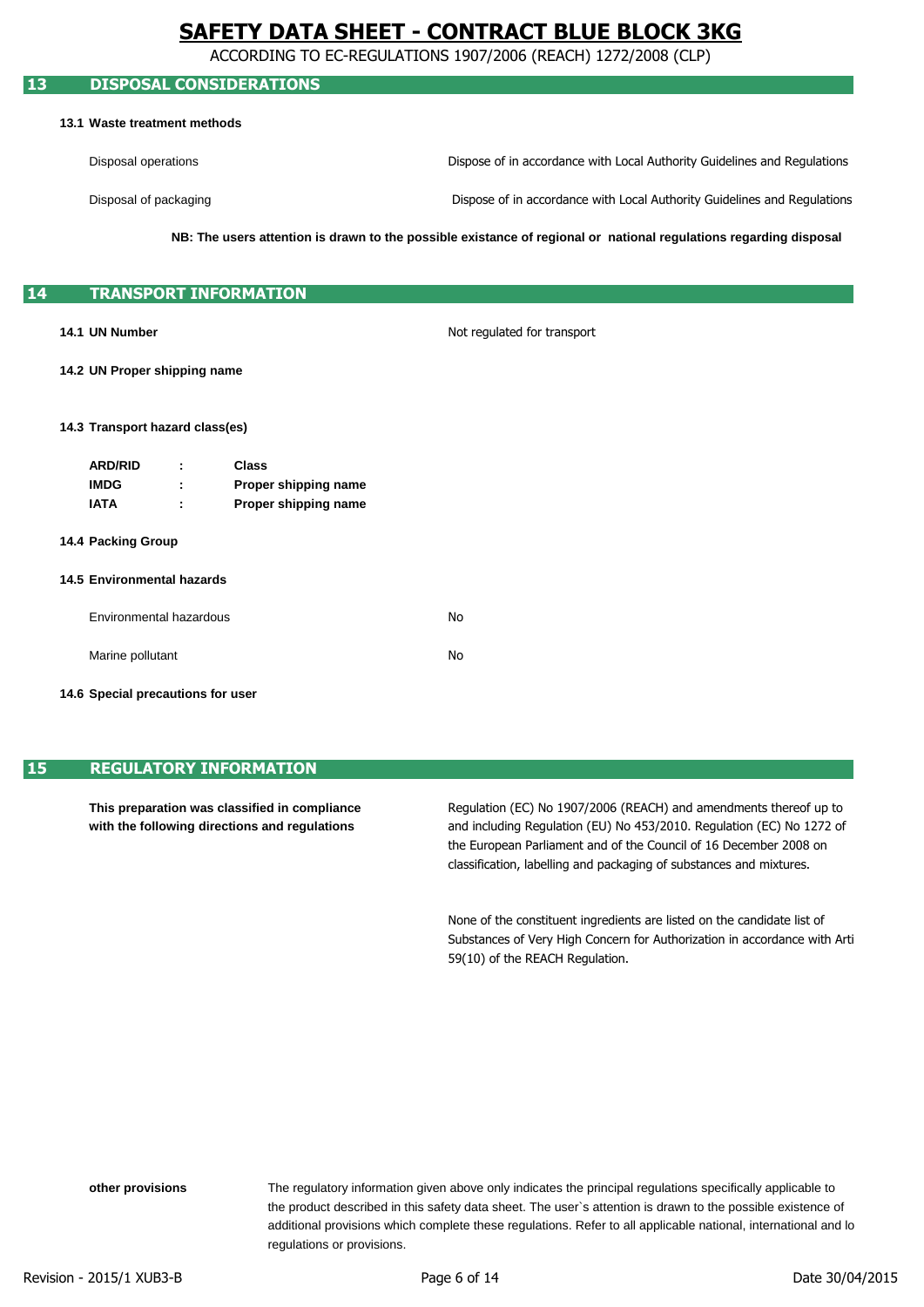# SAFETY DATA SHEET - CONTRACT BLUE BLOCK 3KG

ACCORDING TO EC-REGULATIONS 1907/2006 (REACH) 1272/2008 (CLP)

## 13 DISPOSAL CONSIDERATIONS

**13.1 Waste treatment methods**

| | |
|---|---|
| Disposal operations | Dispose of in accordance with Local Authority Guidelines and Regulations |
| Disposal of packaging | Dispose of in accordance with Local Authority Guidelines and Regulations |

**NB: The users attention is drawn to the possible existance of regional or national regulations regarding disposal**

## 14 TRANSPORT INFORMATION

**14.1 UN Number** — Not regulated for transport

**14.2 UN Proper shipping name**

**14.3 Transport hazard class(es)**

| | | |
|---|---|---|
| **ARD/RID** | : | **Class** |
| **IMDG** | : | **Proper shipping name** |
| **IATA** | : | **Proper shipping name** |

**14.4 Packing Group**

**14.5 Environmental hazards**

| | |
|---|---|
| Environmental hazardous | No |
| Marine pollutant | No |

**14.6 Special precautions for user**

## 15 REGULATORY INFORMATION

**This preparation was classified in compliance with the following directions and regulations**

Regulation (EC) No 1907/2006 (REACH) and amendments thereof up to and including Regulation (EU) No 453/2010. Regulation (EC) No 1272 of the European Parliament and of the Council of 16 December 2008 on classification, labelling and packaging of substances and mixtures.

None of the constituent ingredients are listed on the candidate list of Substances of Very High Concern for Authorization in accordance with Arti 59(10) of the REACH Regulation.

**other provisions**

The regulatory information given above only indicates the principal regulations specifically applicable to the product described in this safety data sheet. The user`s attention is drawn to the possible existence of additional provisions which complete these regulations. Refer to all applicable national, international and lo regulations or provisions.

Revision - 2015/1 XUB3-B | Date 30/04/2015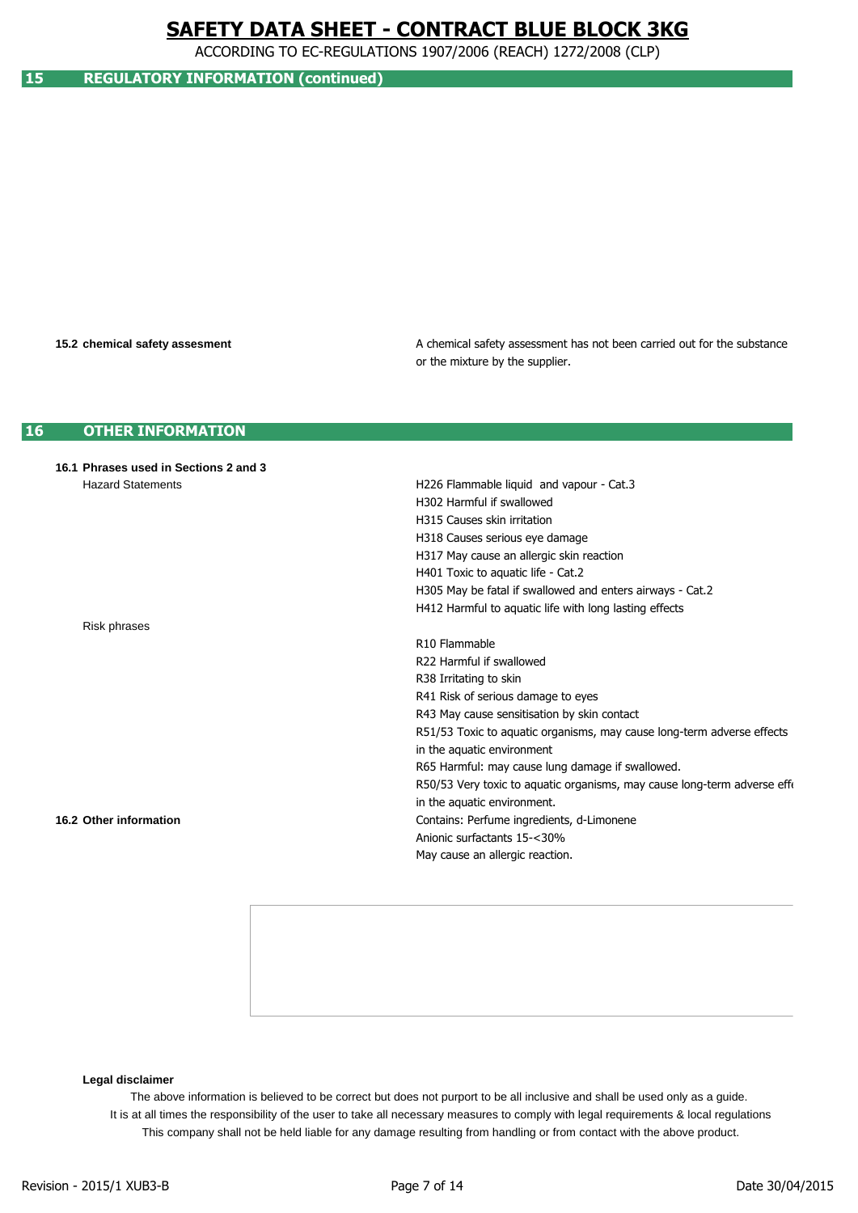## 15 REGULATORY INFORMATION (continued)

**15.2 chemical safety assesment**

A chemical safety assessment has not been carried out for the substance or the mixture by the supplier.

## 16 OTHER INFORMATION

**16.1 Phrases used in Sections 2 and 3**

Hazard Statements

H226 Flammable liquid and vapour - Cat.3
H302 Harmful if swallowed
H315 Causes skin irritation
H318 Causes serious eye damage
H317 May cause an allergic skin reaction
H401 Toxic to aquatic life - Cat.2
H305 May be fatal if swallowed and enters airways - Cat.2
H412 Harmful to aquatic life with long lasting effects

Risk phrases

R10 Flammable
R22 Harmful if swallowed
R38 Irritating to skin
R41 Risk of serious damage to eyes
R43 May cause sensitisation by skin contact
R51/53 Toxic to aquatic organisms, may cause long-term adverse effects in the aquatic environment
R65 Harmful: may cause lung damage if swallowed.
R50/53 Very toxic to aquatic organisms, may cause long-term adverse effe in the aquatic environment.

**16.2 Other information**

Contains: Perfume ingredients, d-Limonene
Anionic surfactants 15-<30%
May cause an allergic reaction.

**Legal disclaimer**

The above information is believed to be correct but does not purport to be all inclusive and shall be used only as a guide.
It is at all times the responsibility of the user to take all necessary measures to comply with legal requirements & local regulations
This company shall not be held liable for any damage resulting from handling or from contact with the above product.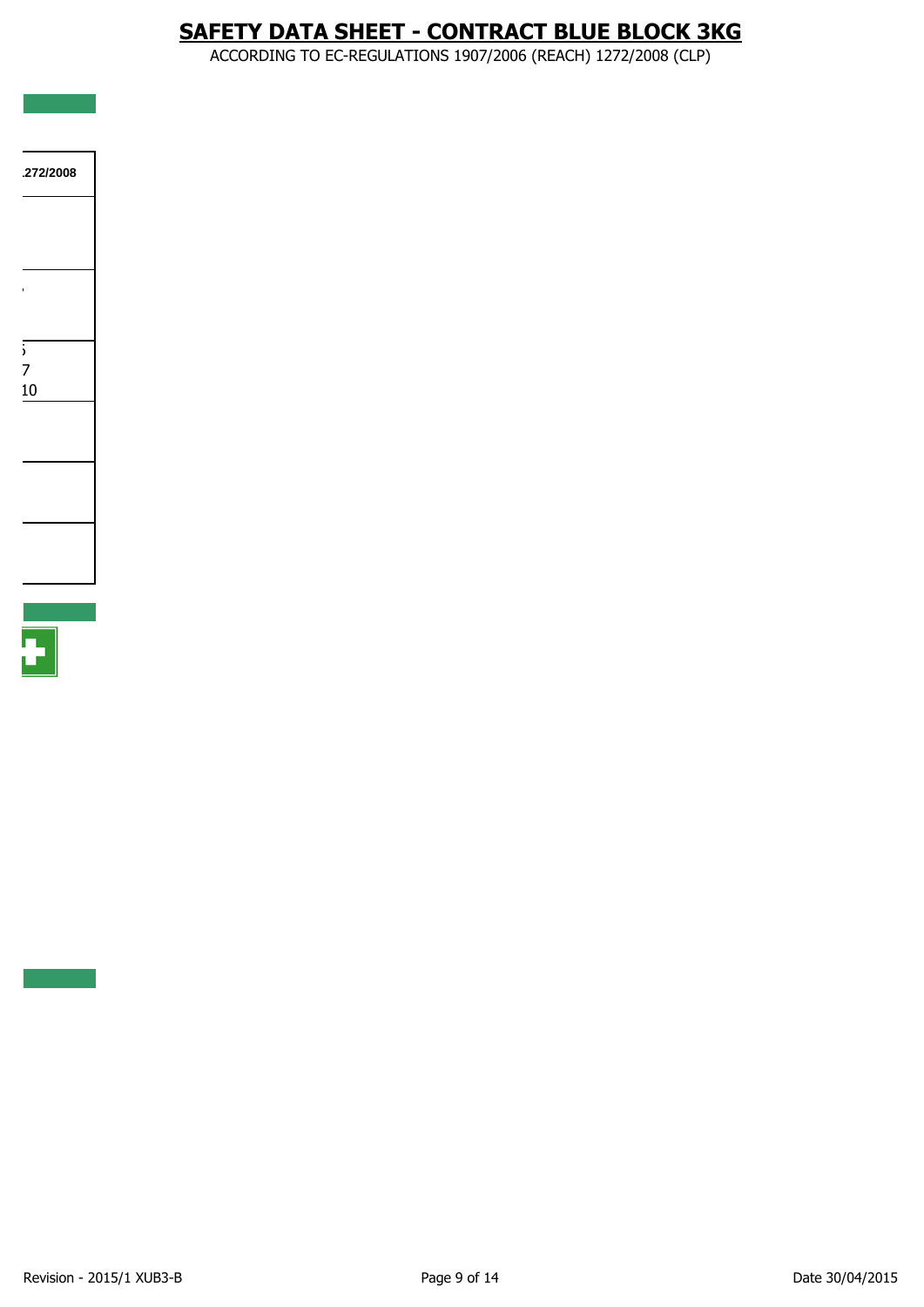# SAFETY DATA SHEET - CONTRACT BLUE BLOCK 3KG

ACCORDING TO EC-REGULATIONS 1907/2006 (REACH) 1272/2008 (CLP)

| .272/2008 |
| --- |
| |
| , |
| 5<br>7<br>10 |
| |
| |
| |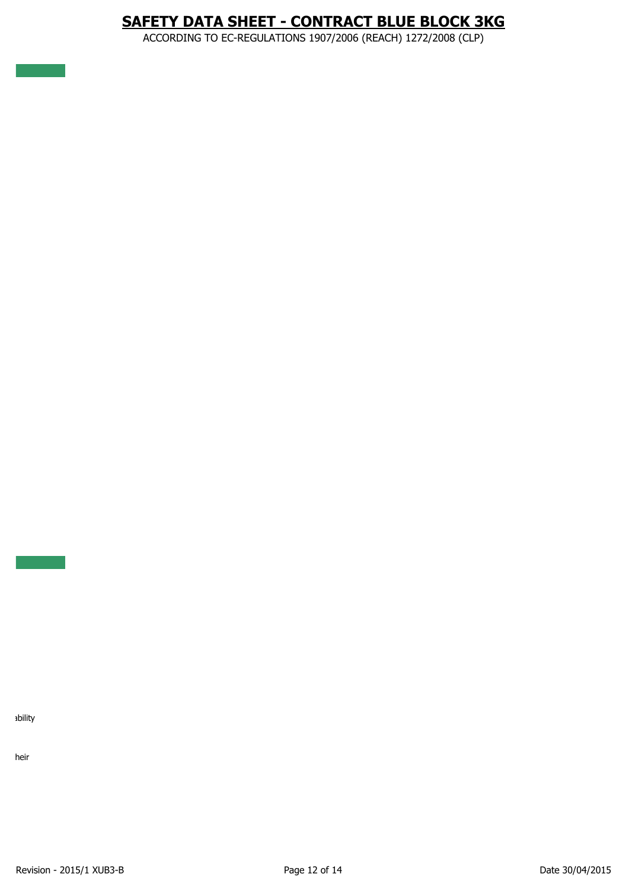ability

heir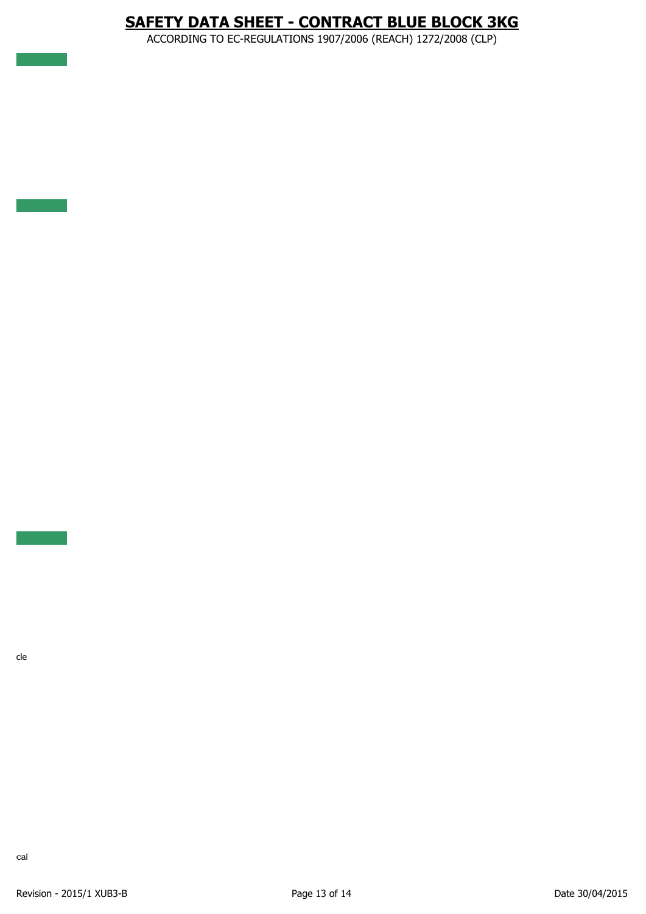cle

cal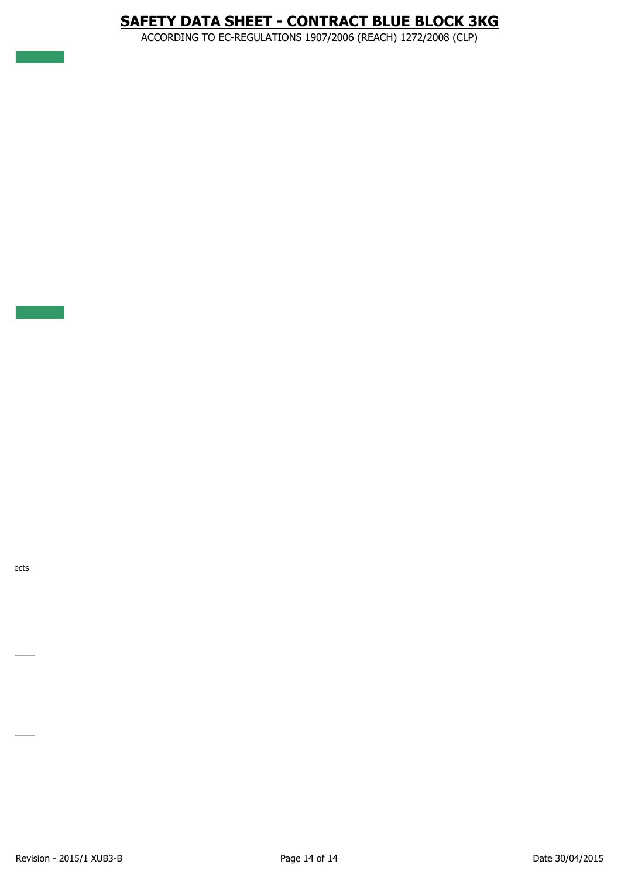ects